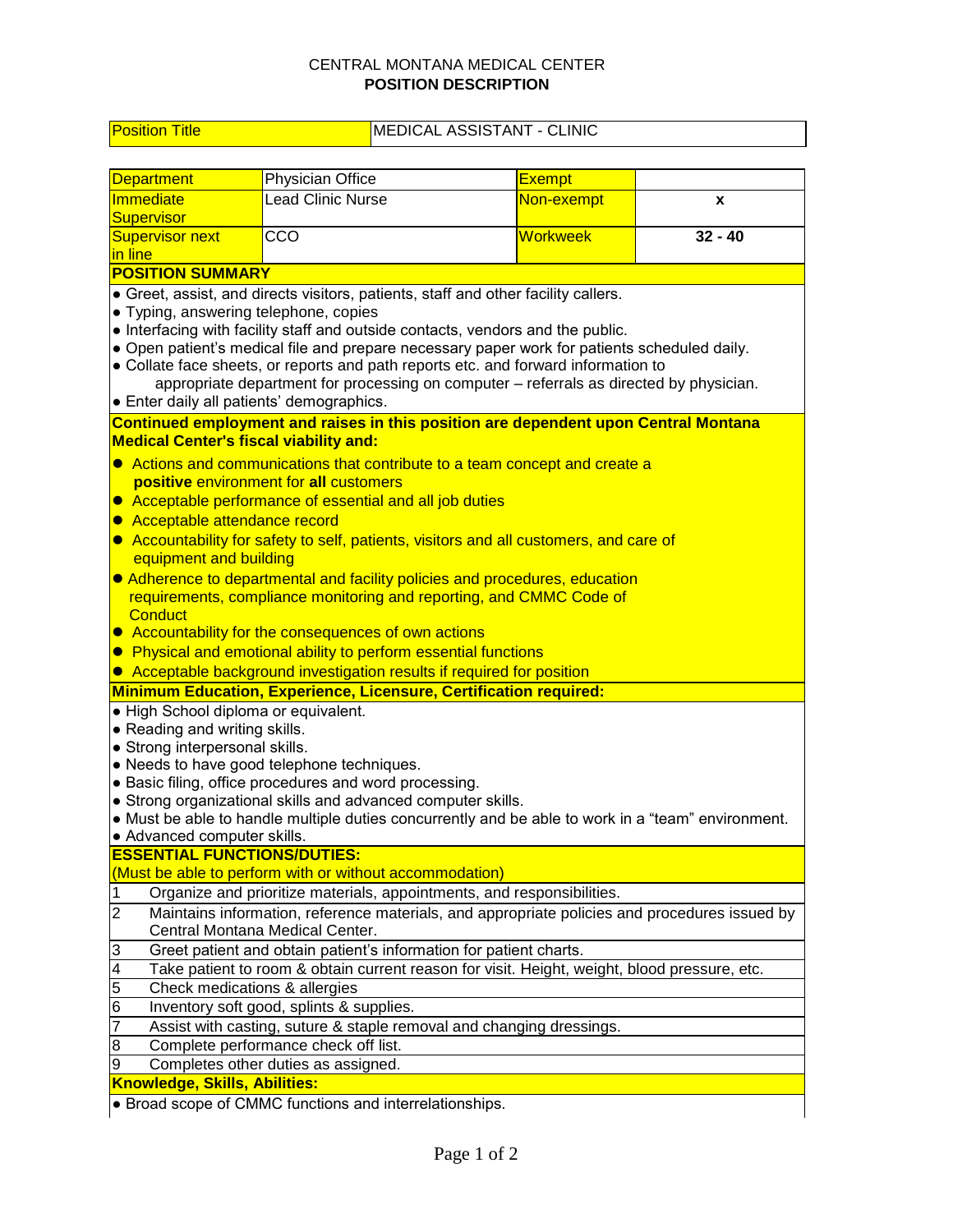CENTRAL MONTANA MEDICAL CENTER

**POSITION DESCRIPTION**

| Position Title | MEDICAL ASSISTANT - CLINIC |
|---|---|

| Department | Physician Office | Exempt | |
|---|---|---|---|
| Immediate Supervisor | Lead Clinic Nurse | Non-exempt | **x** |
| Supervisor next in line | CCO | Workweek | **32 - 40** |

**POSITION SUMMARY**

- Greet, assist, and directs visitors, patients, staff and other facility callers.
- Typing, answering telephone, copies
- Interfacing with facility staff and outside contacts, vendors and the public.
- Open patient's medical file and prepare necessary paper work for patients scheduled daily.
- Collate face sheets, or reports and path reports etc. and forward information to appropriate department for processing on computer – referrals as directed by physician.
- Enter daily all patients' demographics.

**Continued employment and raises in this position are dependent upon Central Montana Medical Center's fiscal viability and:**

- Actions and communications that contribute to a team concept and create a **positive** environment for **all** customers
- Acceptable performance of essential and all job duties
- Acceptable attendance record
- Accountability for safety to self, patients, visitors and all customers, and care of equipment and building
- Adherence to departmental and facility policies and procedures, education requirements, compliance monitoring and reporting, and CMMC Code of Conduct
- Accountability for the consequences of own actions
- Physical and emotional ability to perform essential functions
- Acceptable background investigation results if required for position

**Minimum Education, Experience, Licensure, Certification required:**

- High School diploma or equivalent.
- Reading and writing skills.
- Strong interpersonal skills.
- Needs to have good telephone techniques.
- Basic filing, office procedures and word processing.
- Strong organizational skills and advanced computer skills.
- Must be able to handle multiple duties concurrently and be able to work in a "team" environment.
- Advanced computer skills.

**ESSENTIAL FUNCTIONS/DUTIES:**

(Must be able to perform with or without accommodation)

| | |
|---|---|
| 1 | Organize and prioritize materials, appointments, and responsibilities. |
| 2 | Maintains information, reference materials, and appropriate policies and procedures issued by Central Montana Medical Center. |
| 3 | Greet patient and obtain patient's information for patient charts. |
| 4 | Take patient to room & obtain current reason for visit. Height, weight, blood pressure, etc. |
| 5 | Check medications & allergies |
| 6 | Inventory soft good, splints & supplies. |
| 7 | Assist with casting, suture & staple removal and changing dressings. |
| 8 | Complete performance check off list. |
| 9 | Completes other duties as assigned. |

**Knowledge, Skills, Abilities:**

- Broad scope of CMMC functions and interrelationships.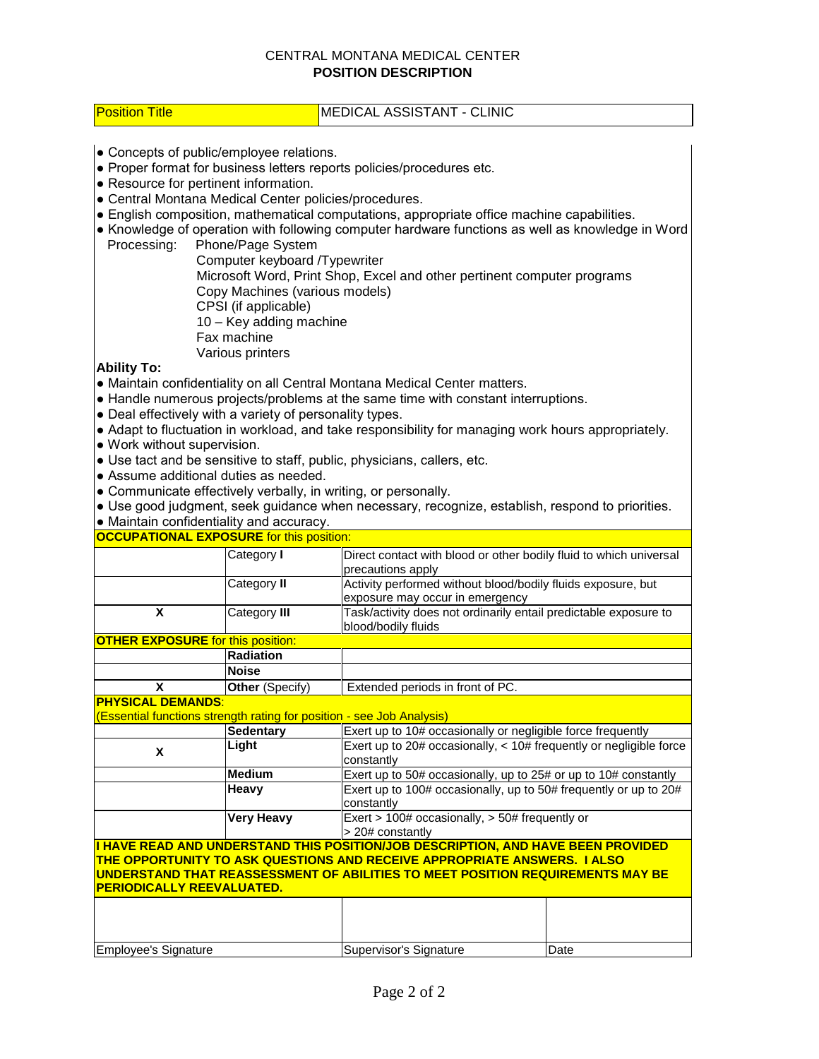CENTRAL MONTANA MEDICAL CENTER
**POSITION DESCRIPTION**

| Position Title | MEDICAL ASSISTANT - CLINIC |
|---|---|

- Concepts of public/employee relations.
- Proper format for business letters reports policies/procedures etc.
- Resource for pertinent information.
- Central Montana Medical Center policies/procedures.
- English composition, mathematical computations, appropriate office machine capabilities.
- Knowledge of operation with following computer hardware functions as well as knowledge in Word Processing:
  - Phone/Page System
  - Computer keyboard /Typewriter
  - Microsoft Word, Print Shop, Excel and other pertinent computer programs
  - Copy Machines (various models)
  - CPSI (if applicable)
  - 10 – Key adding machine
  - Fax machine
  - Various printers

**Ability To:**

- Maintain confidentiality on all Central Montana Medical Center matters.
- Handle numerous projects/problems at the same time with constant interruptions.
- Deal effectively with a variety of personality types.
- Adapt to fluctuation in workload, and take responsibility for managing work hours appropriately.
- Work without supervision.
- Use tact and be sensitive to staff, public, physicians, callers, etc.
- Assume additional duties as needed.
- Communicate effectively verbally, in writing, or personally.
- Use good judgment, seek guidance when necessary, recognize, establish, respond to priorities.
- Maintain confidentiality and accuracy.

**OCCUPATIONAL EXPOSURE** for this position:

| | | |
|---|---|---|
| | Category **I** | Direct contact with blood or other bodily fluid to which universal precautions apply |
| | Category **II** | Activity performed without blood/bodily fluids exposure, but exposure may occur in emergency |
| X | Category **III** | Task/activity does not ordinarily entail predictable exposure to blood/bodily fluids |

**OTHER EXPOSURE** for this position:

| | | |
|---|---|---|
| | **Radiation** | |
| | **Noise** | |
| X | **Other** (Specify) | Extended periods in front of PC. |

**PHYSICAL DEMANDS**:
(Essential functions strength rating for position - see Job Analysis)

| | | |
|---|---|---|
| | **Sedentary** | Exert up to 10# occasionally or negligible force frequently |
| X | **Light** | Exert up to 20# occasionally, < 10# frequently or negligible force constantly |
| | **Medium** | Exert up to 50# occasionally, up to 25# or up to 10# constantly |
| | **Heavy** | Exert up to 100# occasionally, up to 50# frequently or up to 20# constantly |
| | **Very Heavy** | Exert > 100# occasionally, > 50# frequently or > 20# constantly |

**I HAVE READ AND UNDERSTAND THIS POSITION/JOB DESCRIPTION, AND HAVE BEEN PROVIDED THE OPPORTUNITY TO ASK QUESTIONS AND RECEIVE APPROPRIATE ANSWERS. I ALSO UNDERSTAND THAT REASSESSMENT OF ABILITIES TO MEET POSITION REQUIREMENTS MAY BE PERIODICALLY REEVALUATED.**

| | | |
|---|---|---|
| | | |
| Employee's Signature | Supervisor's Signature | Date |